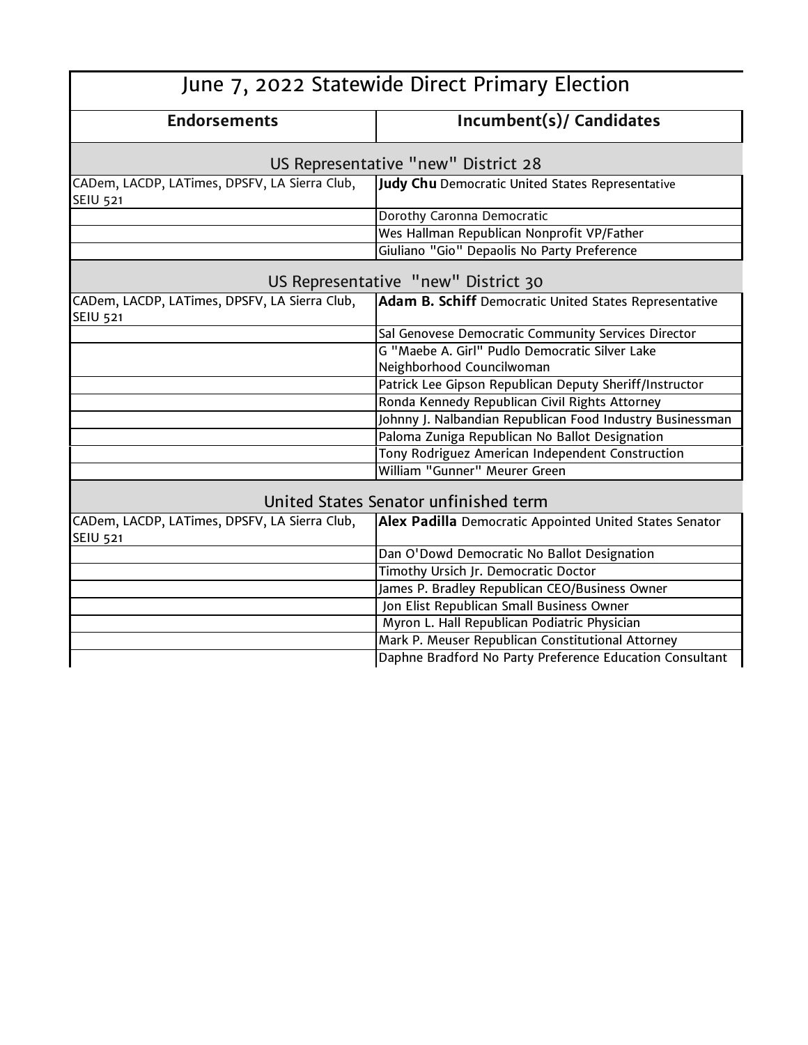# June 7, 2022 Statewide Direct Primary Election

| Endorsements | Incumbent(s)/ Candidates |
|---|---|
| **US Representative "new" District 28** | |
| CADem, LACDP, LATimes, DPSFV, LA Sierra Club, SEIU 521 | **Judy Chu** Democratic United States Representative |
| | Dorothy Caronna Democratic |
| | Wes Hallman Republican Nonprofit VP/Father |
| | Giuliano "Gio" Depaolis No Party Preference |
| **US Representative "new" District 30** | |
| CADem, LACDP, LATimes, DPSFV, LA Sierra Club, SEIU 521 | **Adam B. Schiff** Democratic United States Representative |
| | Sal Genovese Democratic Community Services Director |
| | G "Maebe A. Girl" Pudlo Democratic Silver Lake Neighborhood Councilwoman |
| | Patrick Lee Gipson Republican Deputy Sheriff/Instructor |
| | Ronda Kennedy Republican Civil Rights Attorney |
| | Johnny J. Nalbandian Republican Food Industry Businessman |
| | Paloma Zuniga Republican No Ballot Designation |
| | Tony Rodriguez American Independent Construction |
| | William "Gunner" Meurer Green |
| **United States Senator unfinished term** | |
| CADem, LACDP, LATimes, DPSFV, LA Sierra Club, SEIU 521 | **Alex Padilla** Democratic Appointed United States Senator |
| | Dan O'Dowd Democratic No Ballot Designation |
| | Timothy Ursich Jr. Democratic Doctor |
| | James P. Bradley Republican CEO/Business Owner |
| | Jon Elist Republican Small Business Owner |
| | Myron L. Hall Republican Podiatric Physician |
| | Mark P. Meuser Republican Constitutional Attorney |
| | Daphne Bradford No Party Preference Education Consultant |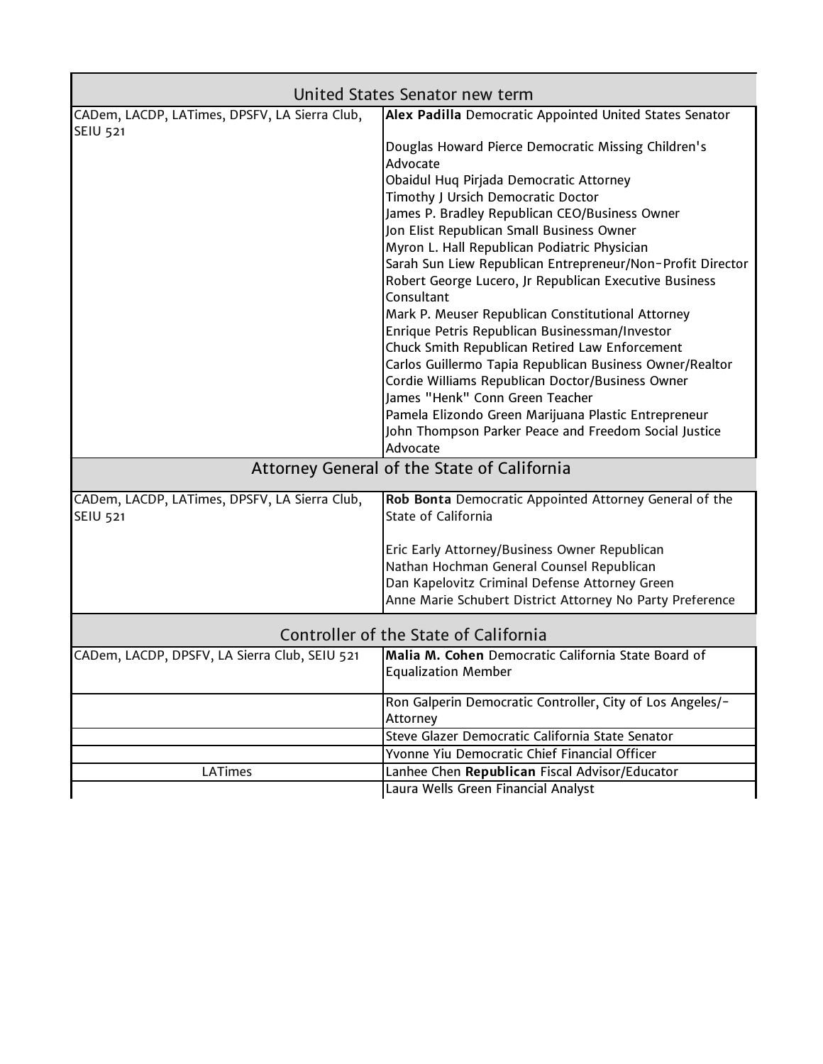| United States Senator new term | |
|---|---|
| CADem, LACDP, LATimes, DPSFV, LA Sierra Club, SEIU 521 | **Alex Padilla** Democratic Appointed United States Senator |
| | Douglas Howard Pierce Democratic Missing Children's Advocate |
| | Obaidul Huq Pirjada Democratic Attorney |
| | Timothy J Ursich Democratic Doctor |
| | James P. Bradley Republican CEO/Business Owner |
| | Jon Elist Republican Small Business Owner |
| | Myron L. Hall Republican Podiatric Physician |
| | Sarah Sun Liew Republican Entrepreneur/Non-Profit Director |
| | Robert George Lucero, Jr Republican Executive Business Consultant |
| | Mark P. Meuser Republican Constitutional Attorney |
| | Enrique Petris Republican Businessman/Investor |
| | Chuck Smith Republican Retired Law Enforcement |
| | Carlos Guillermo Tapia Republican Business Owner/Realtor |
| | Cordie Williams Republican Doctor/Business Owner |
| | James "Henk" Conn Green Teacher |
| | Pamela Elizondo Green Marijuana Plastic Entrepreneur |
| | John Thompson Parker Peace and Freedom Social Justice Advocate |

| Attorney General of the State of California | |
|---|---|
| CADem, LACDP, LATimes, DPSFV, LA Sierra Club, SEIU 521 | **Rob Bonta** Democratic Appointed Attorney General of the State of California |
| | Eric Early Attorney/Business Owner Republican |
| | Nathan Hochman General Counsel Republican |
| | Dan Kapelovitz Criminal Defense Attorney Green |
| | Anne Marie Schubert District Attorney No Party Preference |

| Controller of the State of California | |
|---|---|
| CADem, LACDP, DPSFV, LA Sierra Club, SEIU 521 | **Malia M. Cohen** Democratic California State Board of Equalization Member |
| | Ron Galperin Democratic Controller, City of Los Angeles/-Attorney |
| | Steve Glazer Democratic California State Senator |
| | Yvonne Yiu Democratic Chief Financial Officer |
| LATimes | Lanhee Chen **Republican** Fiscal Advisor/Educator |
| | Laura Wells Green Financial Analyst |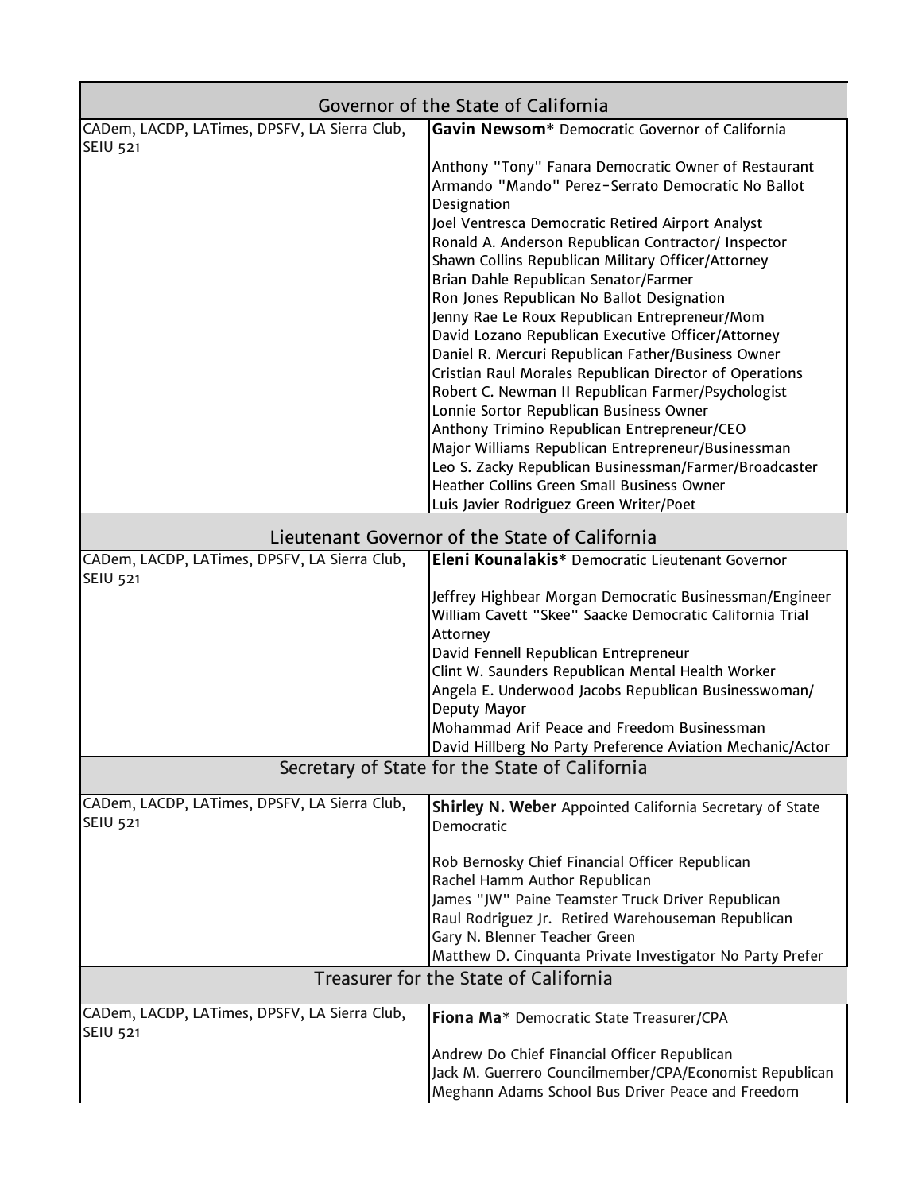## Governor of the State of California

| Endorsements | Candidates |
|---|---|
| CADem, LACDP, LATimes, DPSFV, LA Sierra Club, SEIU 521 | **Gavin Newsom*** Democratic Governor of California |
| | Anthony "Tony" Fanara Democratic Owner of Restaurant |
| | Armando "Mando" Perez-Serrato Democratic No Ballot Designation |
| | Joel Ventresca Democratic Retired Airport Analyst |
| | Ronald A. Anderson Republican Contractor/ Inspector |
| | Shawn Collins Republican Military Officer/Attorney |
| | Brian Dahle Republican Senator/Farmer |
| | Ron Jones Republican No Ballot Designation |
| | Jenny Rae Le Roux Republican Entrepreneur/Mom |
| | David Lozano Republican Executive Officer/Attorney |
| | Daniel R. Mercuri Republican Father/Business Owner |
| | Cristian Raul Morales Republican Director of Operations |
| | Robert C. Newman II Republican Farmer/Psychologist |
| | Lonnie Sortor Republican Business Owner |
| | Anthony Trimino Republican Entrepreneur/CEO |
| | Major Williams Republican Entrepreneur/Businessman |
| | Leo S. Zacky Republican Businessman/Farmer/Broadcaster |
| | Heather Collins Green Small Business Owner |
| | Luis Javier Rodriguez Green Writer/Poet |

## Lieutenant Governor of the State of California

| Endorsements | Candidates |
|---|---|
| CADem, LACDP, LATimes, DPSFV, LA Sierra Club, SEIU 521 | **Eleni Kounalakis*** Democratic Lieutenant Governor |
| | Jeffrey Highbear Morgan Democratic Businessman/Engineer |
| | William Cavett "Skee" Saacke Democratic California Trial Attorney |
| | David Fennell Republican Entrepreneur |
| | Clint W. Saunders Republican Mental Health Worker |
| | Angela E. Underwood Jacobs Republican Businesswoman/ Deputy Mayor |
| | Mohammad Arif Peace and Freedom Businessman |
| | David Hillberg No Party Preference Aviation Mechanic/Actor |

## Secretary of State for the State of California

| Endorsements | Candidates |
|---|---|
| CADem, LACDP, LATimes, DPSFV, LA Sierra Club, SEIU 521 | **Shirley N. Weber** Appointed California Secretary of State Democratic |
| | Rob Bernosky Chief Financial Officer Republican |
| | Rachel Hamm Author Republican |
| | James "JW" Paine Teamster Truck Driver Republican |
| | Raul Rodriguez Jr. Retired Warehouseman Republican |
| | Gary N. Blenner Teacher Green |
| | Matthew D. Cinquanta Private Investigator No Party Prefer |

## Treasurer for the State of California

| Endorsements | Candidates |
|---|---|
| CADem, LACDP, LATimes, DPSFV, LA Sierra Club, SEIU 521 | **Fiona Ma*** Democratic State Treasurer/CPA |
| | Andrew Do Chief Financial Officer Republican |
| | Jack M. Guerrero Councilmember/CPA/Economist Republican |
| | Meghann Adams School Bus Driver Peace and Freedom |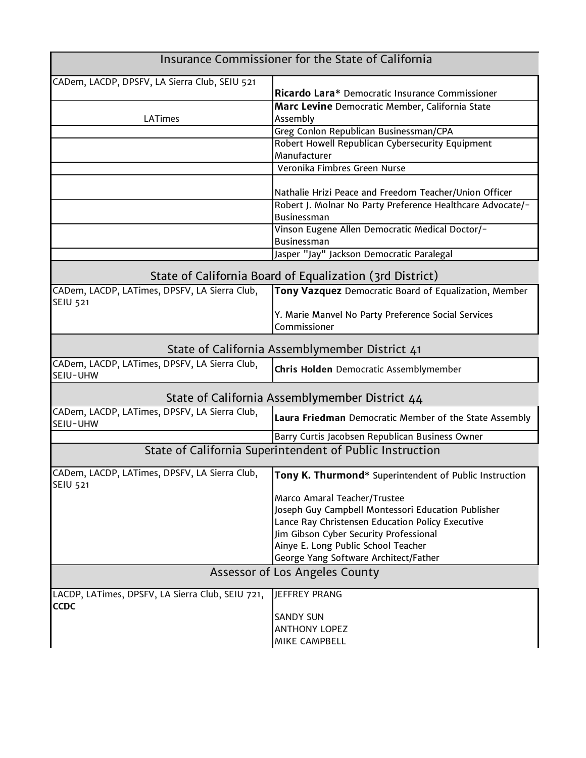| Insurance Commissioner for the State of California | |
|---|---|
| CADem, LACDP, DPSFV, LA Sierra Club, SEIU 521 | **Ricardo Lara*** Democratic Insurance Commissioner |
| LATimes | **Marc Levine** Democratic Member, California State Assembly |
| | Greg Conlon Republican Businessman/CPA |
| | Robert Howell Republican Cybersecurity Equipment Manufacturer |
| | Veronika Fimbres Green Nurse |
| | Nathalie Hrizi Peace and Freedom Teacher/Union Officer |
| | Robert J. Molnar No Party Preference Healthcare Advocate/-Businessman |
| | Vinson Eugene Allen Democratic Medical Doctor/-Businessman |
| | Jasper "Jay" Jackson Democratic Paralegal |
| **State of California Board of Equalization (3rd District)** | |
| CADem, LACDP, LATimes, DPSFV, LA Sierra Club, SEIU 521 | **Tony Vazquez** Democratic Board of Equalization, Member |
| | Y. Marie Manvel No Party Preference Social Services Commissioner |
| **State of California Assemblymember District 41** | |
| CADem, LACDP, LATimes, DPSFV, LA Sierra Club, SEIU-UHW | **Chris Holden** Democratic Assemblymember |
| **State of California Assemblymember District 44** | |
| CADem, LACDP, LATimes, DPSFV, LA Sierra Club, SEIU-UHW | **Laura Friedman** Democratic Member of the State Assembly |
| | Barry Curtis Jacobsen Republican Business Owner |
| **State of California Superintendent of Public Instruction** | |
| CADem, LACDP, LATimes, DPSFV, LA Sierra Club, SEIU 521 | **Tony K. Thurmond*** Superintendent of Public Instruction |
| | Marco Amaral Teacher/Trustee |
| | Joseph Guy Campbell Montessori Education Publisher |
| | Lance Ray Christensen Education Policy Executive |
| | Jim Gibson Cyber Security Professional |
| | Ainye E. Long Public School Teacher |
| | George Yang Software Architect/Father |
| **Assessor of Los Angeles County** | |
| LACDP, LATimes, DPSFV, LA Sierra Club, SEIU 721, **CCDC** | JEFFREY PRANG |
| | SANDY SUN |
| | ANTHONY LOPEZ |
| | MIKE CAMPBELL |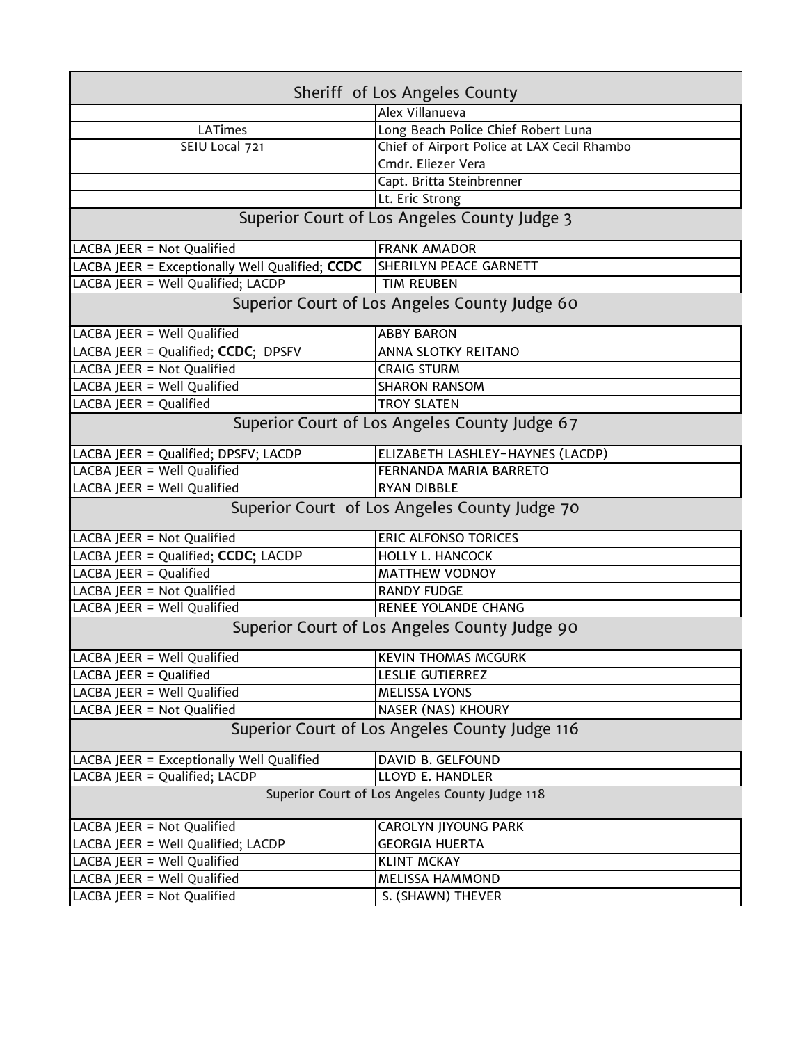| Sheriff of Los Angeles County | |
|---|---|
| | Alex Villanueva |
| LATimes | Long Beach Police Chief Robert Luna |
| SEIU Local 721 | Chief of Airport Police at LAX Cecil Rhambo |
| | Cmdr. Eliezer Vera |
| | Capt. Britta Steinbrenner |
| | Lt. Eric Strong |
| **Superior Court of Los Angeles County Judge 3** | |
| LACBA JEER = Not Qualified | FRANK AMADOR |
| LACBA JEER = Exceptionally Well Qualified; **CCDC** | SHERILYN PEACE GARNETT |
| LACBA JEER = Well Qualified; LACDP | TIM REUBEN |
| **Superior Court of Los Angeles County Judge 60** | |
| LACBA JEER = Well Qualified | ABBY BARON |
| LACBA JEER = Qualified; **CCDC**; DPSFV | ANNA SLOTKY REITANO |
| LACBA JEER = Not Qualified | CRAIG STURM |
| LACBA JEER = Well Qualified | SHARON RANSOM |
| LACBA JEER = Qualified | TROY SLATEN |
| **Superior Court of Los Angeles County Judge 67** | |
| LACBA JEER = Qualified; DPSFV; LACDP | ELIZABETH LASHLEY-HAYNES (LACDP) |
| LACBA JEER = Well Qualified | FERNANDA MARIA BARRETO |
| LACBA JEER = Well Qualified | RYAN DIBBLE |
| **Superior Court of Los Angeles County Judge 70** | |
| LACBA JEER = Not Qualified | ERIC ALFONSO TORICES |
| LACBA JEER = Qualified; **CCDC;** LACDP | HOLLY L. HANCOCK |
| LACBA JEER = Qualified | MATTHEW VODNOY |
| LACBA JEER = Not Qualified | RANDY FUDGE |
| LACBA JEER = Well Qualified | RENEE YOLANDE CHANG |
| **Superior Court of Los Angeles County Judge 90** | |
| LACBA JEER = Well Qualified | KEVIN THOMAS MCGURK |
| LACBA JEER = Qualified | LESLIE GUTIERREZ |
| LACBA JEER = Well Qualified | MELISSA LYONS |
| LACBA JEER = Not Qualified | NASER (NAS) KHOURY |
| **Superior Court of Los Angeles County Judge 116** | |
| LACBA JEER = Exceptionally Well Qualified | DAVID B. GELFOUND |
| LACBA JEER = Qualified; LACDP | LLOYD E. HANDLER |
| **Superior Court of Los Angeles County Judge 118** | |
| LACBA JEER = Not Qualified | CAROLYN JIYOUNG PARK |
| LACBA JEER = Well Qualified; LACDP | GEORGIA HUERTA |
| LACBA JEER = Well Qualified | KLINT MCKAY |
| LACBA JEER = Well Qualified | MELISSA HAMMOND |
| LACBA JEER = Not Qualified | S. (SHAWN) THEVER |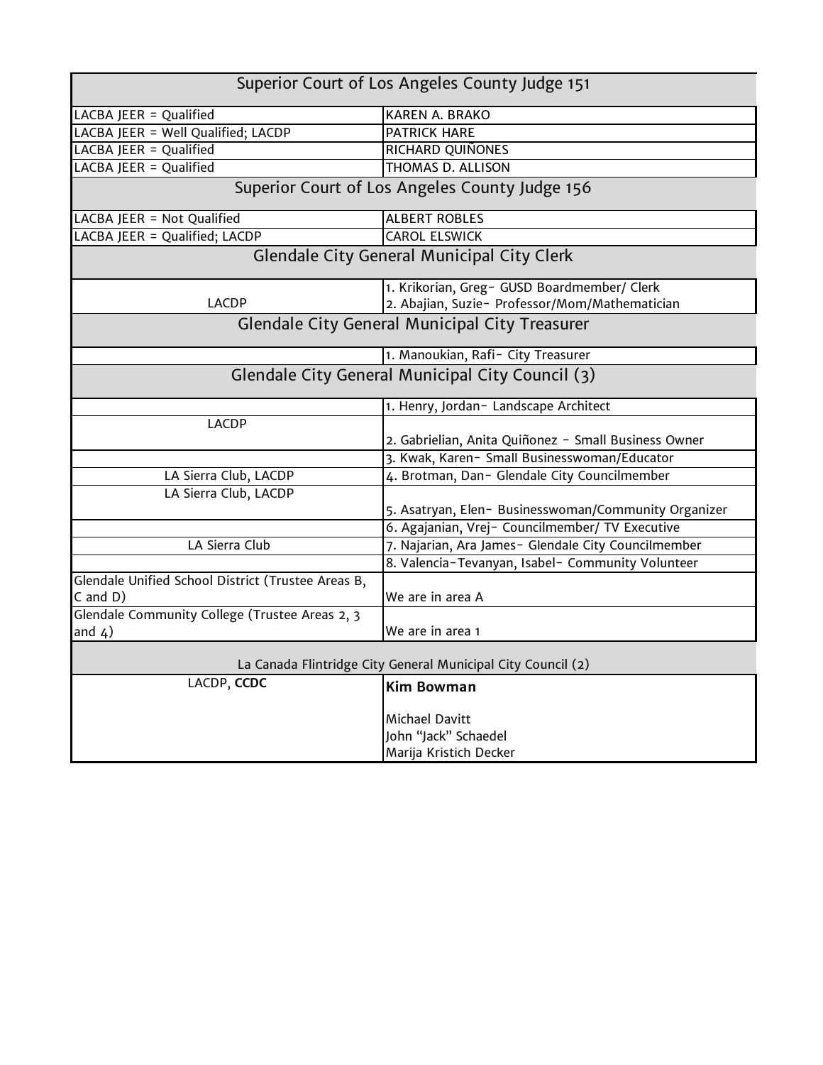| | |
|---|---|
| **Superior Court of Los Angeles County Judge 151** | |
| LACBA JEER = Qualified | KAREN A. BRAKO |
| LACBA JEER = Well Qualified; LACDP | PATRICK HARE |
| LACBA JEER = Qualified | RICHARD QUIÑONES |
| LACBA JEER = Qualified | THOMAS D. ALLISON |
| **Superior Court of Los Angeles County Judge 156** | |
| LACBA JEER = Not Qualified | ALBERT ROBLES |
| LACBA JEER = Qualified; LACDP | CAROL ELSWICK |
| **Glendale City General Municipal City Clerk** | |
| LACDP | 1. Krikorian, Greg- GUSD Boardmember/ Clerk<br>2. Abajian, Suzie- Professor/Mom/Mathematician |
| **Glendale City General Municipal City Treasurer** | |
| | 1. Manoukian, Rafi- City Treasurer |
| **Glendale City General Municipal City Council (3)** | |
| | 1. Henry, Jordan- Landscape Architect |
| LACDP | 2. Gabrielian, Anita Quiñonez - Small Business Owner |
| | 3. Kwak, Karen- Small Businesswoman/Educator |
| LA Sierra Club, LACDP | 4. Brotman, Dan- Glendale City Councilmember |
| LA Sierra Club, LACDP | 5. Asatryan, Elen- Businesswoman/Community Organizer |
| | 6. Agajanian, Vrej- Councilmember/ TV Executive |
| LA Sierra Club | 7. Najarian, Ara James- Glendale City Councilmember |
| | 8. Valencia-Tevanyan, Isabel- Community Volunteer |
| Glendale Unified School District (Trustee Areas B, C and D) | We are in area A |
| Glendale Community College (Trustee Areas 2, 3 and 4) | We are in area 1 |
| **La Canada Flintridge City General Municipal City Council (2)** | |
| LACDP, **CCDC** | **Kim Bowman**<br><br>Michael Davitt<br>John “Jack” Schaedel<br>Marija Kristich Decker |